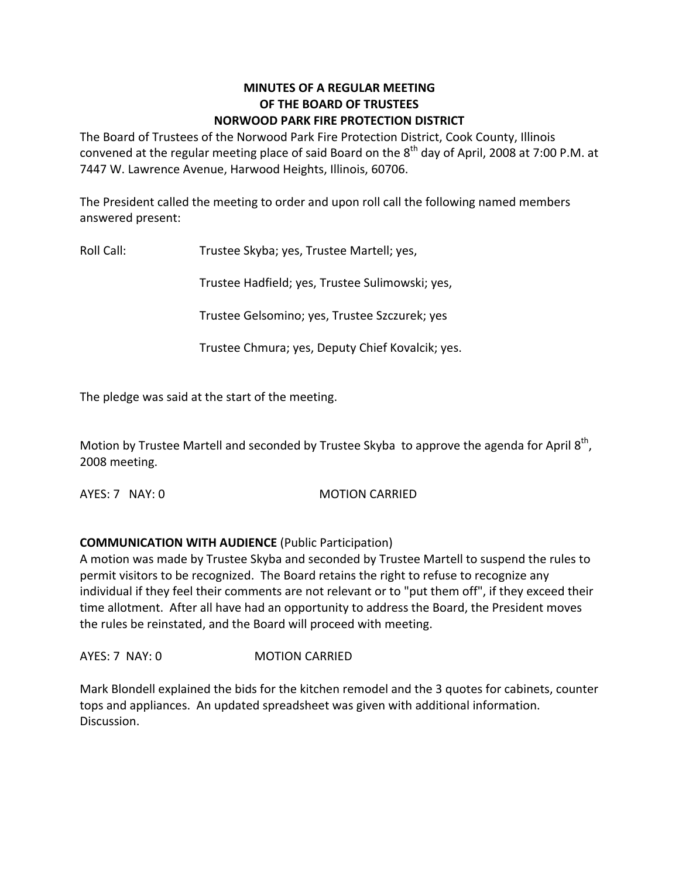# MINUTES OF A REGULAR MEETING OF THE BOARD OF TRUSTEES NORWOOD PARK FIRE PROTECTION DISTRICT

The Board of Trustees of the Norwood Park Fire Protection District, Cook County, Illinois convened at the regular meeting place of said Board on the 8th day of April, 2008 at 7:00 P.M. at 7447 W. Lawrence Avenue, Harwood Heights, Illinois, 60706.

The President called the meeting to order and upon roll call the following named members answered present:

Roll Call: Trustee Skyba; yes, Trustee Martell; yes,

Trustee Hadfield; yes, Trustee Sulimowski; yes,

Trustee Gelsomino; yes, Trustee Szczurek; yes

Trustee Chmura; yes, Deputy Chief Kovalcik; yes.

The pledge was said at the start of the meeting.

Motion by Trustee Martell and seconded by Trustee Skyba to approve the agenda for April 8th, 2008 meeting.

AYES: 7 NAY: 0 MOTION CARRIED

**COMMUNICATION WITH AUDIENCE** (Public Participation)
A motion was made by Trustee Skyba and seconded by Trustee Martell to suspend the rules to permit visitors to be recognized. The Board retains the right to refuse to recognize any individual if they feel their comments are not relevant or to "put them off", if they exceed their time allotment. After all have had an opportunity to address the Board, the President moves the rules be reinstated, and the Board will proceed with meeting.

AYES: 7 NAY: 0 MOTION CARRIED

Mark Blondell explained the bids for the kitchen remodel and the 3 quotes for cabinets, counter tops and appliances. An updated spreadsheet was given with additional information. Discussion.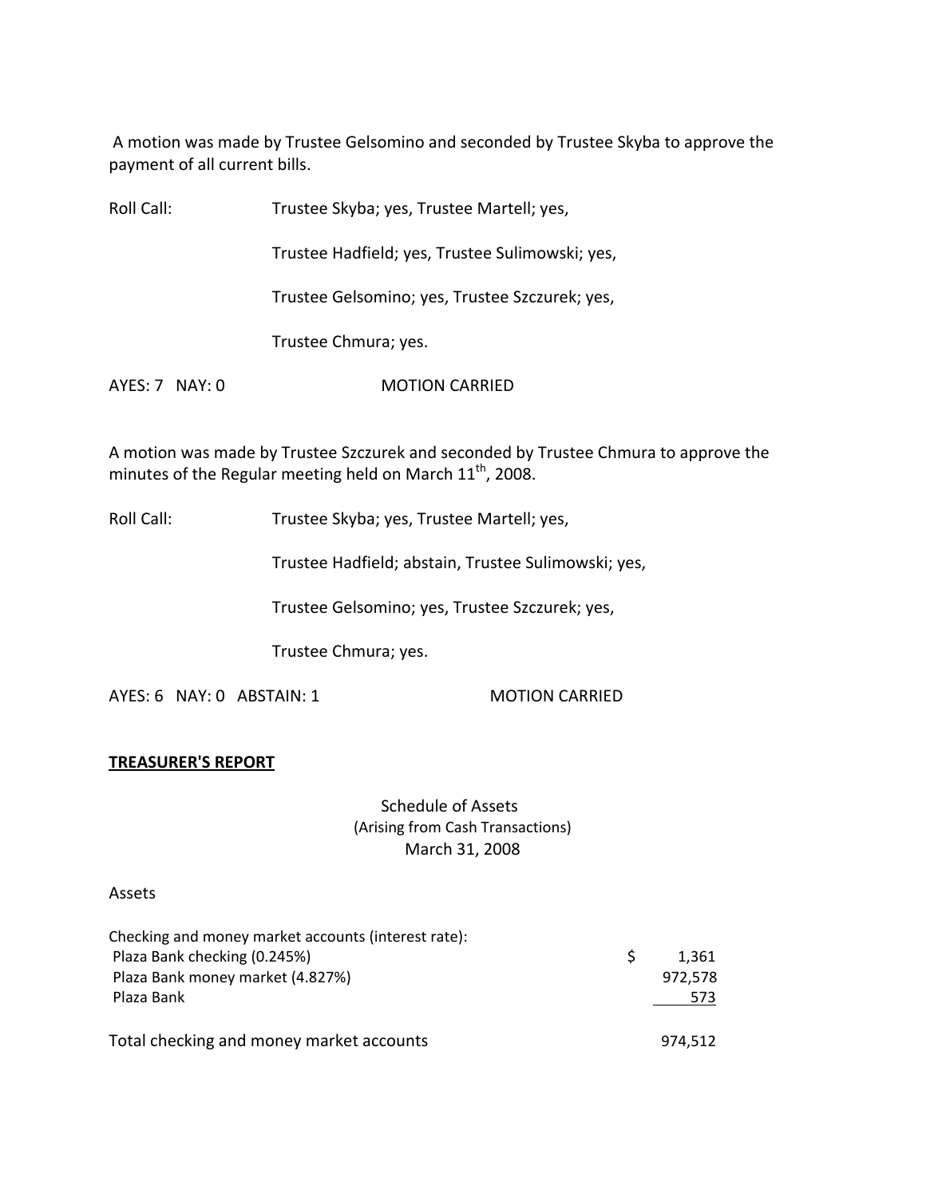A motion was made by Trustee Gelsomino and seconded by Trustee Skyba to approve the payment of all current bills.

Roll Call: Trustee Skyba; yes, Trustee Martell; yes,

Trustee Hadfield; yes, Trustee Sulimowski; yes,

Trustee Gelsomino; yes, Trustee Szczurek; yes,

Trustee Chmura; yes.

AYES: 7 NAY: 0 MOTION CARRIED

A motion was made by Trustee Szczurek and seconded by Trustee Chmura to approve the minutes of the Regular meeting held on March 11th, 2008.

Roll Call: Trustee Skyba; yes, Trustee Martell; yes,

Trustee Hadfield; abstain, Trustee Sulimowski; yes,

Trustee Gelsomino; yes, Trustee Szczurek; yes,

Trustee Chmura; yes.

AYES: 6 NAY: 0 ABSTAIN: 1 MOTION CARRIED

## TREASURER'S REPORT

Schedule of Assets
(Arising from Cash Transactions)
March 31, 2008

Assets

| Checking and money market accounts (interest rate): | |
|---|---|
| Plaza Bank checking (0.245%) | $ 1,361 |
| Plaza Bank money market (4.827%) | 972,578 |
| Plaza Bank | 573 |
| Total checking and money market accounts | 974,512 |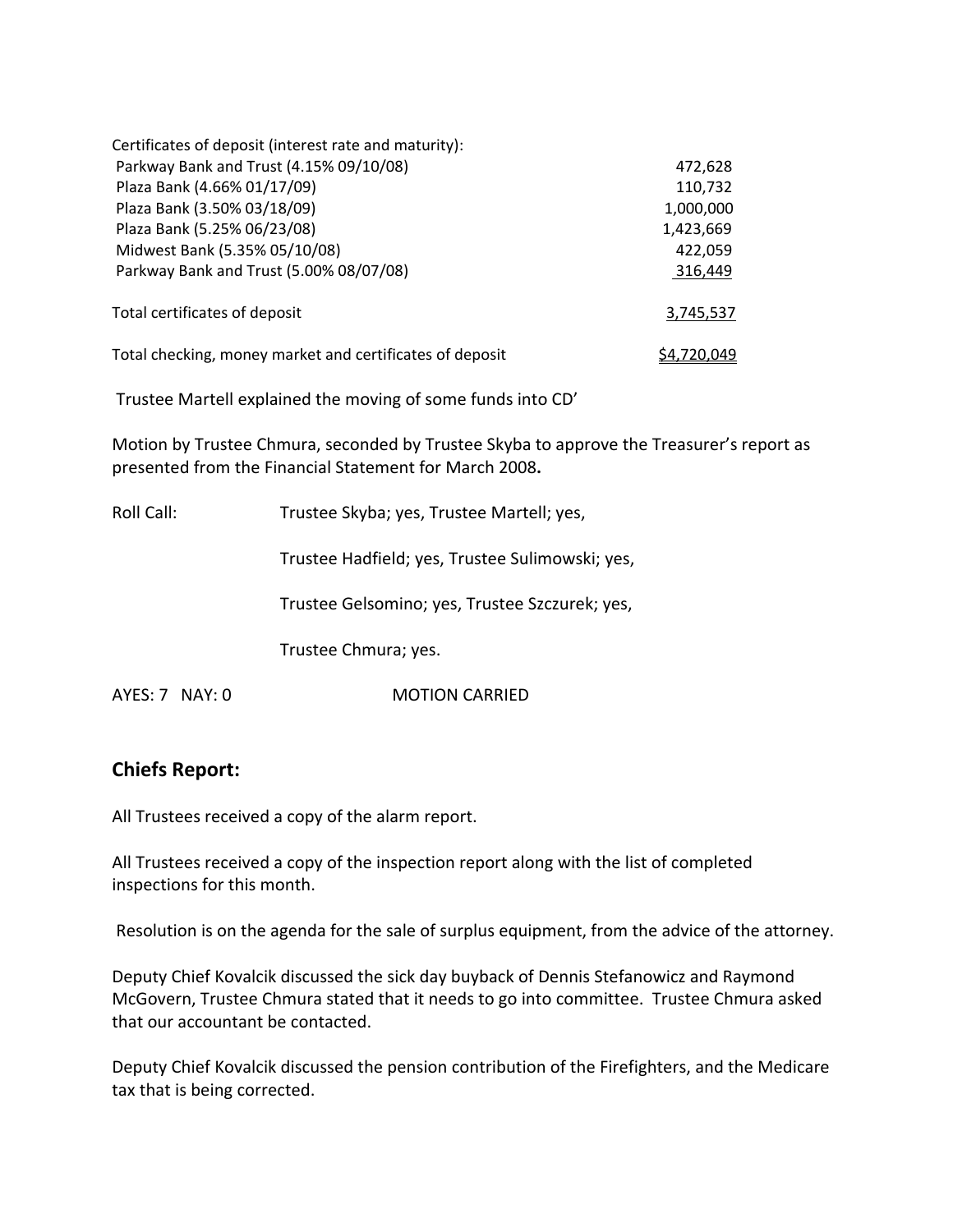| Certificates of deposit (interest rate and maturity): | |
| --- | --- |
| Parkway Bank and Trust (4.15% 09/10/08) | 472,628 |
| Plaza Bank (4.66% 01/17/09) | 110,732 |
| Plaza Bank (3.50% 03/18/09) | 1,000,000 |
| Plaza Bank (5.25% 06/23/08) | 1,423,669 |
| Midwest Bank (5.35% 05/10/08) | 422,059 |
| Parkway Bank and Trust (5.00% 08/07/08) | 316,449 |
| Total certificates of deposit | 3,745,537 |
| Total checking, money market and certificates of deposit | $4,720,049 |

Trustee Martell explained the moving of some funds into CD'

Motion by Trustee Chmura, seconded by Trustee Skyba to approve the Treasurer's report as presented from the Financial Statement for March 2008**.**

Roll Call: Trustee Skyba; yes, Trustee Martell; yes,

Trustee Hadfield; yes, Trustee Sulimowski; yes,

Trustee Gelsomino; yes, Trustee Szczurek; yes,

Trustee Chmura; yes.

AYES: 7 NAY: 0 MOTION CARRIED

## Chiefs Report:

All Trustees received a copy of the alarm report.

All Trustees received a copy of the inspection report along with the list of completed inspections for this month.

Resolution is on the agenda for the sale of surplus equipment, from the advice of the attorney.

Deputy Chief Kovalcik discussed the sick day buyback of Dennis Stefanowicz and Raymond McGovern, Trustee Chmura stated that it needs to go into committee. Trustee Chmura asked that our accountant be contacted.

Deputy Chief Kovalcik discussed the pension contribution of the Firefighters, and the Medicare tax that is being corrected.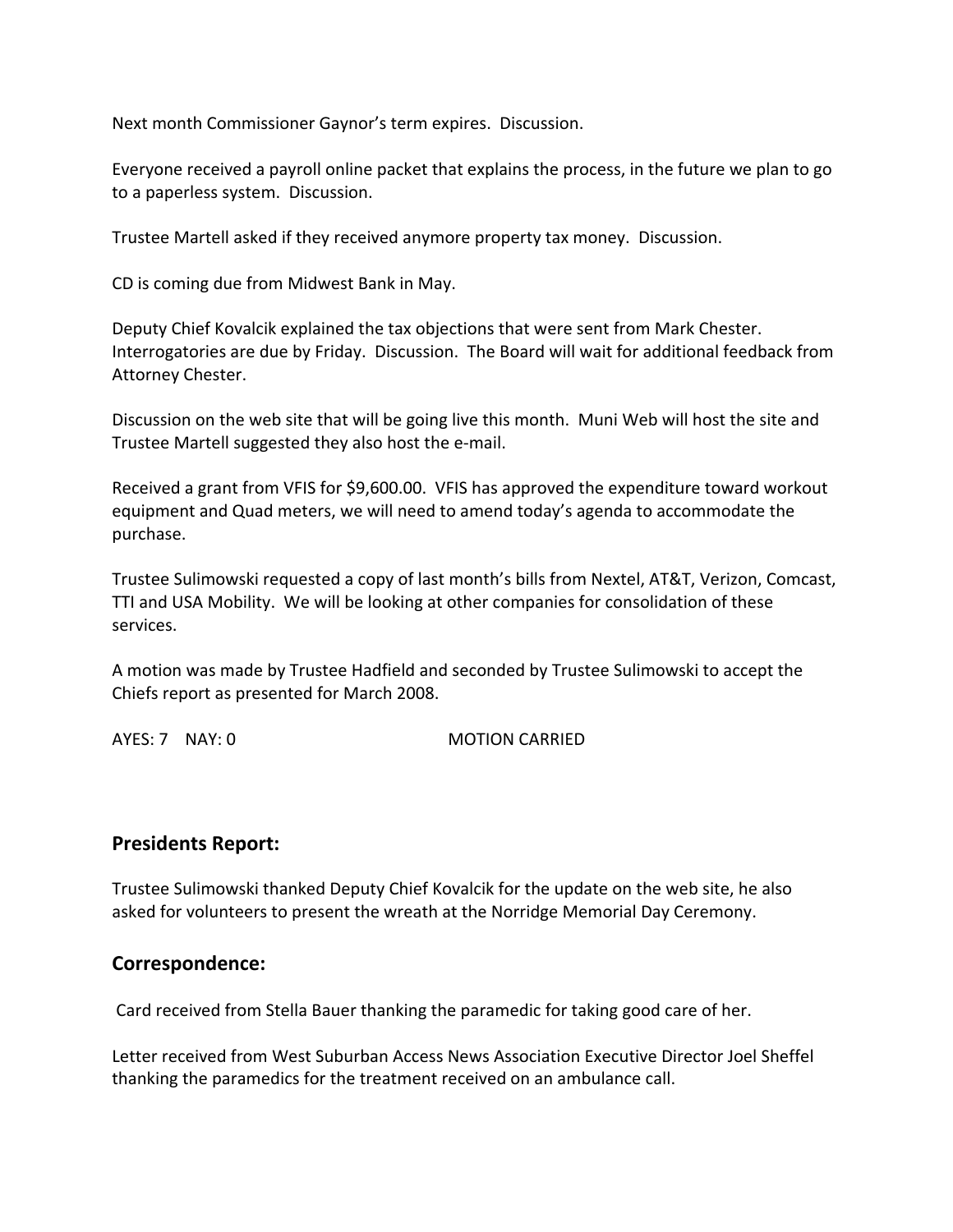Next month Commissioner Gaynor's term expires. Discussion.

Everyone received a payroll online packet that explains the process, in the future we plan to go to a paperless system. Discussion.

Trustee Martell asked if they received anymore property tax money. Discussion.

CD is coming due from Midwest Bank in May.

Deputy Chief Kovalcik explained the tax objections that were sent from Mark Chester. Interrogatories are due by Friday. Discussion. The Board will wait for additional feedback from Attorney Chester.

Discussion on the web site that will be going live this month. Muni Web will host the site and Trustee Martell suggested they also host the e-mail.

Received a grant from VFIS for $9,600.00. VFIS has approved the expenditure toward workout equipment and Quad meters, we will need to amend today's agenda to accommodate the purchase.

Trustee Sulimowski requested a copy of last month's bills from Nextel, AT&T, Verizon, Comcast, TTI and USA Mobility. We will be looking at other companies for consolidation of these services.

A motion was made by Trustee Hadfield and seconded by Trustee Sulimowski to accept the Chiefs report as presented for March 2008.

AYES: 7 NAY: 0 MOTION CARRIED

## Presidents Report:

Trustee Sulimowski thanked Deputy Chief Kovalcik for the update on the web site, he also asked for volunteers to present the wreath at the Norridge Memorial Day Ceremony.

## Correspondence:

Card received from Stella Bauer thanking the paramedic for taking good care of her.

Letter received from West Suburban Access News Association Executive Director Joel Sheffel thanking the paramedics for the treatment received on an ambulance call.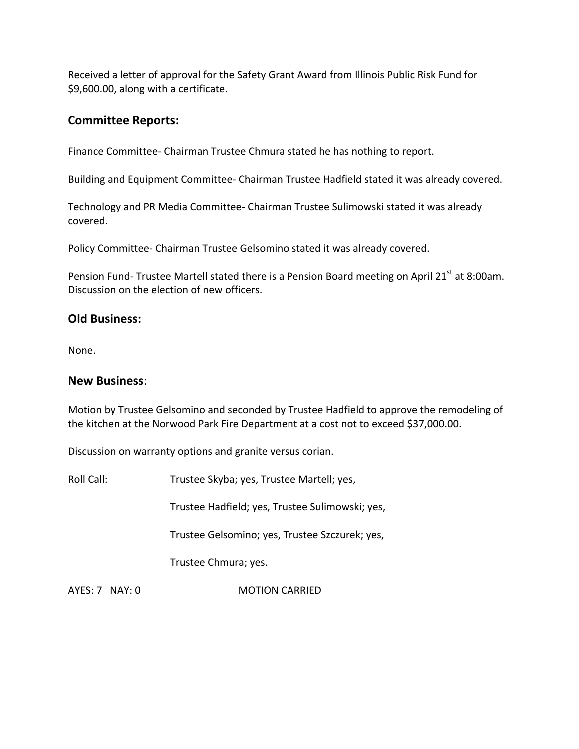Received a letter of approval for the Safety Grant Award from Illinois Public Risk Fund for $9,600.00, along with a certificate.

## Committee Reports:

Finance Committee- Chairman Trustee Chmura stated he has nothing to report.

Building and Equipment Committee- Chairman Trustee Hadfield stated it was already covered.

Technology and PR Media Committee- Chairman Trustee Sulimowski stated it was already covered.

Policy Committee- Chairman Trustee Gelsomino stated it was already covered.

Pension Fund- Trustee Martell stated there is a Pension Board meeting on April 21st at 8:00am. Discussion on the election of new officers.

## Old Business:

None.

## New Business:

Motion by Trustee Gelsomino and seconded by Trustee Hadfield to approve the remodeling of the kitchen at the Norwood Park Fire Department at a cost not to exceed $37,000.00.

Discussion on warranty options and granite versus corian.

Roll Call: Trustee Skyba; yes, Trustee Martell; yes,

Trustee Hadfield; yes, Trustee Sulimowski; yes,

Trustee Gelsomino; yes, Trustee Szczurek; yes,

Trustee Chmura; yes.

AYES: 7 NAY: 0 MOTION CARRIED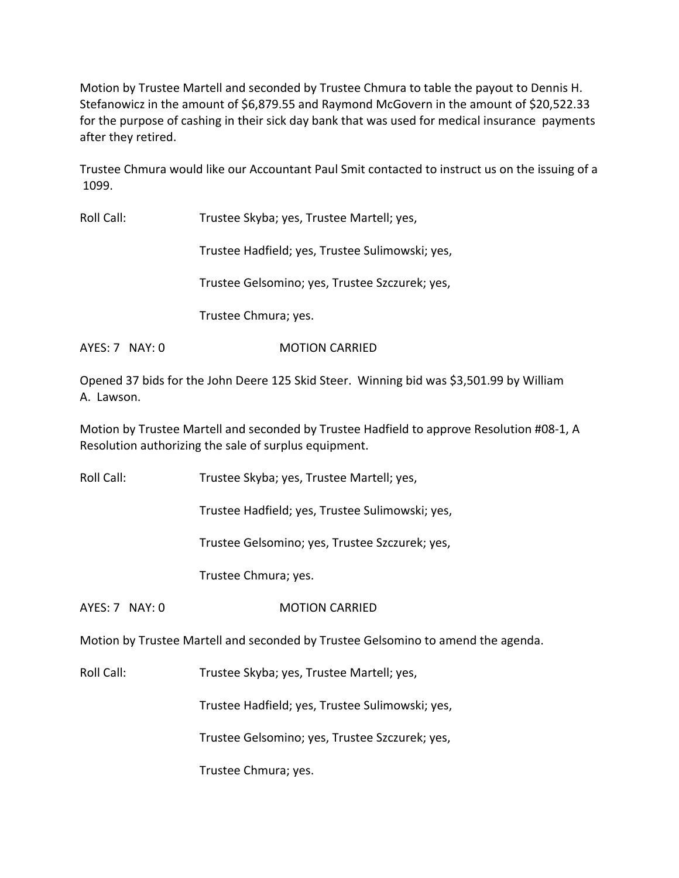Motion by Trustee Martell and seconded by Trustee Chmura to table the payout to Dennis H. Stefanowicz in the amount of $6,879.55 and Raymond McGovern in the amount of $20,522.33 for the purpose of cashing in their sick day bank that was used for medical insurance payments after they retired.

Trustee Chmura would like our Accountant Paul Smit contacted to instruct us on the issuing of a 1099.

Roll Call: Trustee Skyba; yes, Trustee Martell; yes,

Trustee Hadfield; yes, Trustee Sulimowski; yes,

Trustee Gelsomino; yes, Trustee Szczurek; yes,

Trustee Chmura; yes.

AYES: 7 NAY: 0 MOTION CARRIED

Opened 37 bids for the John Deere 125 Skid Steer. Winning bid was $3,501.99 by William A. Lawson.

Motion by Trustee Martell and seconded by Trustee Hadfield to approve Resolution #08-1, A Resolution authorizing the sale of surplus equipment.

Roll Call: Trustee Skyba; yes, Trustee Martell; yes,

Trustee Hadfield; yes, Trustee Sulimowski; yes,

Trustee Gelsomino; yes, Trustee Szczurek; yes,

Trustee Chmura; yes.

AYES: 7 NAY: 0 MOTION CARRIED

Motion by Trustee Martell and seconded by Trustee Gelsomino to amend the agenda.

Roll Call: Trustee Skyba; yes, Trustee Martell; yes,

Trustee Hadfield; yes, Trustee Sulimowski; yes,

Trustee Gelsomino; yes, Trustee Szczurek; yes,

Trustee Chmura; yes.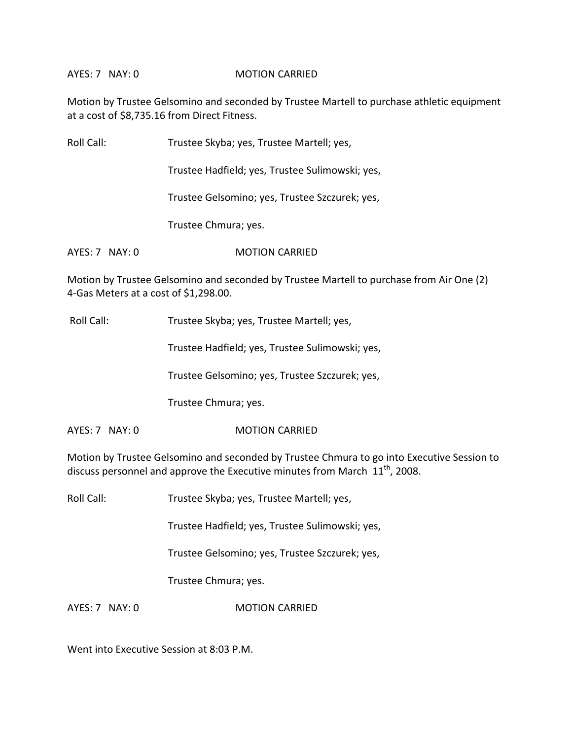AYES: 7 NAY: 0 MOTION CARRIED

Motion by Trustee Gelsomino and seconded by Trustee Martell to purchase athletic equipment at a cost of $8,735.16 from Direct Fitness.

Roll Call: Trustee Skyba; yes, Trustee Martell; yes,

Trustee Hadfield; yes, Trustee Sulimowski; yes,

Trustee Gelsomino; yes, Trustee Szczurek; yes,

Trustee Chmura; yes.

AYES: 7 NAY: 0 MOTION CARRIED

Motion by Trustee Gelsomino and seconded by Trustee Martell to purchase from Air One (2) 4-Gas Meters at a cost of $1,298.00.

Roll Call: Trustee Skyba; yes, Trustee Martell; yes,

Trustee Hadfield; yes, Trustee Sulimowski; yes,

Trustee Gelsomino; yes, Trustee Szczurek; yes,

Trustee Chmura; yes.

AYES: 7 NAY: 0 MOTION CARRIED

Motion by Trustee Gelsomino and seconded by Trustee Chmura to go into Executive Session to discuss personnel and approve the Executive minutes from March 11th, 2008.

Roll Call: Trustee Skyba; yes, Trustee Martell; yes,

Trustee Hadfield; yes, Trustee Sulimowski; yes,

Trustee Gelsomino; yes, Trustee Szczurek; yes,

Trustee Chmura; yes.

AYES: 7 NAY: 0 MOTION CARRIED

Went into Executive Session at 8:03 P.M.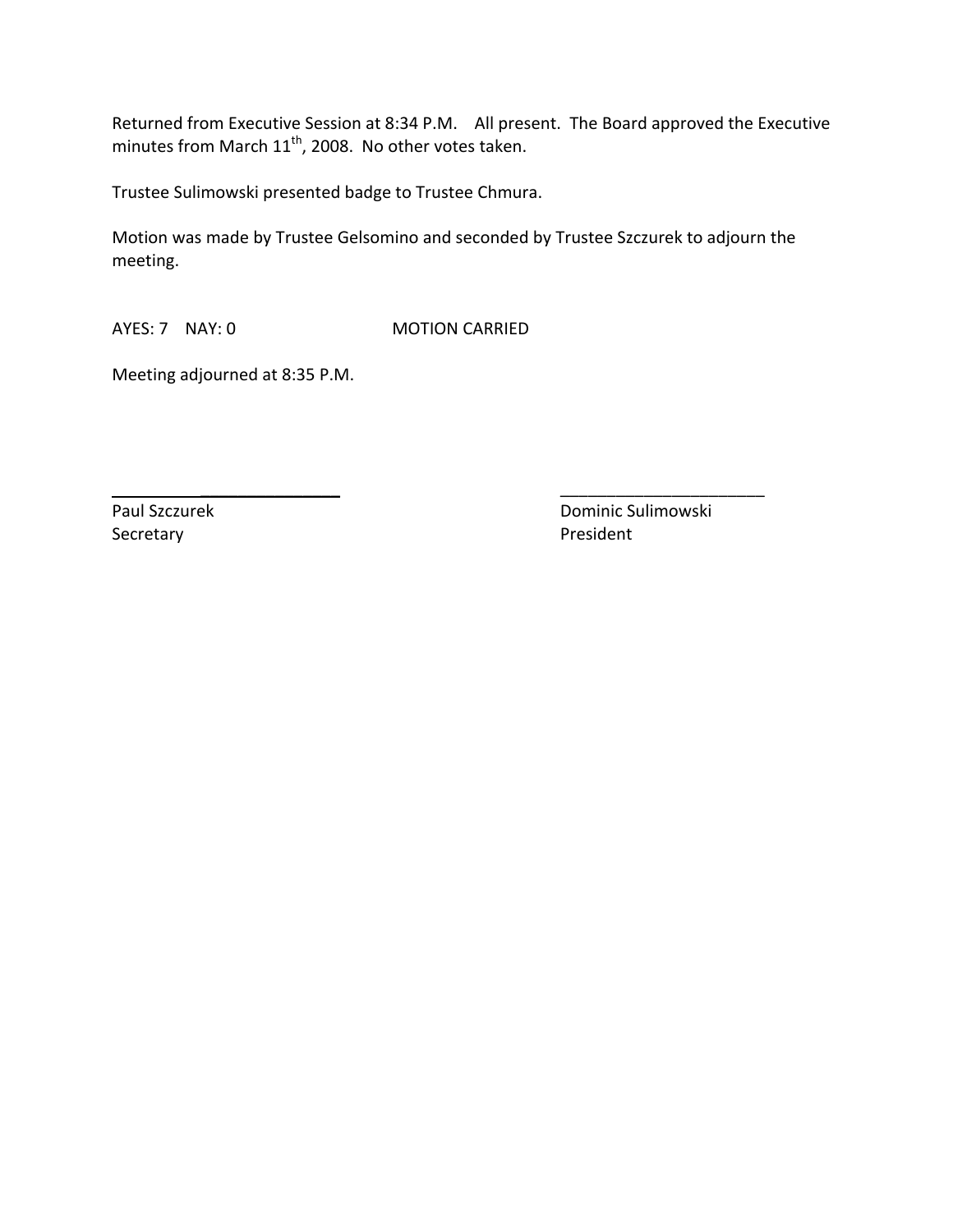Returned from Executive Session at 8:34 P.M. All present. The Board approved the Executive minutes from March 11th, 2008. No other votes taken.

Trustee Sulimowski presented badge to Trustee Chmura.

Motion was made by Trustee Gelsomino and seconded by Trustee Szczurek to adjourn the meeting.

AYES: 7 NAY: 0 MOTION CARRIED

Meeting adjourned at 8:35 P.M.

\_\_\_\_\_\_\_\_\_\_\_\_\_\_\_\_\_\_\_\_\_\_\_\_
Paul Szczurek
Secretary

\_\_\_\_\_\_\_\_\_\_\_\_\_\_\_\_\_\_\_\_\_\_\_\_
Dominic Sulimowski
President